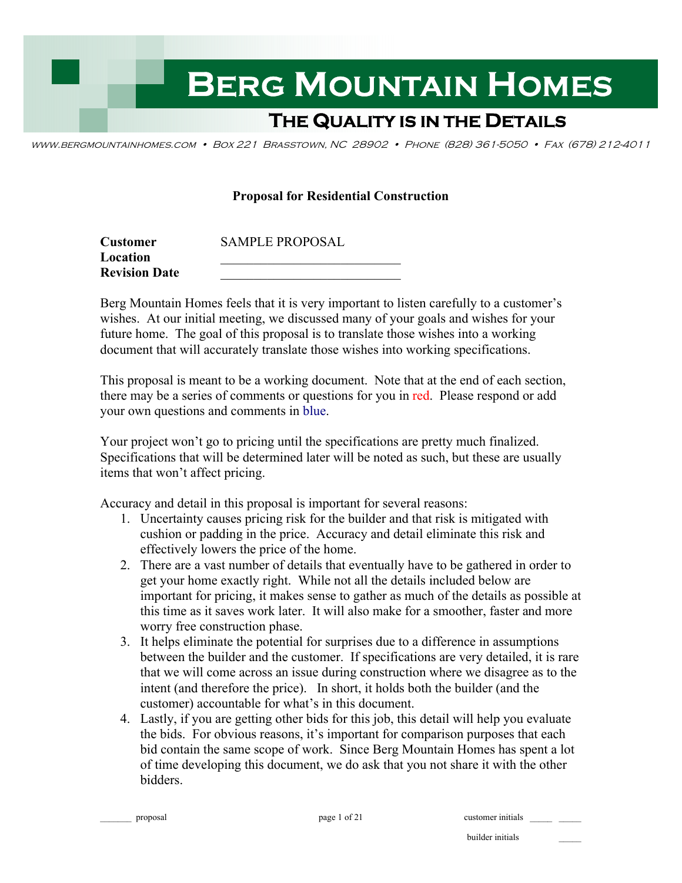# Berg Mountain Homes

## The Quality is in the Details

www.bergmountainhomes.com • Box 221 Brasstown, NC 28902 • Phone (828) 361-5050 • Fax (678) 212-4011

**Proposal for Residential Construction**

| | |
|---|---|
| **Customer** | SAMPLE PROPOSAL |
| **Location** | ____________________________ |
| **Revision Date** | ____________________________ |

Berg Mountain Homes feels that it is very important to listen carefully to a customer's wishes. At our initial meeting, we discussed many of your goals and wishes for your future home. The goal of this proposal is to translate those wishes into a working document that will accurately translate those wishes into working specifications.

This proposal is meant to be a working document. Note that at the end of each section, there may be a series of comments or questions for you in red. Please respond or add your own questions and comments in blue.

Your project won't go to pricing until the specifications are pretty much finalized. Specifications that will be determined later will be noted as such, but these are usually items that won't affect pricing.

Accuracy and detail in this proposal is important for several reasons:

1. Uncertainty causes pricing risk for the builder and that risk is mitigated with cushion or padding in the price. Accuracy and detail eliminate this risk and effectively lowers the price of the home.
2. There are a vast number of details that eventually have to be gathered in order to get your home exactly right. While not all the details included below are important for pricing, it makes sense to gather as much of the details as possible at this time as it saves work later. It will also make for a smoother, faster and more worry free construction phase.
3. It helps eliminate the potential for surprises due to a difference in assumptions between the builder and the customer. If specifications are very detailed, it is rare that we will come across an issue during construction where we disagree as to the intent (and therefore the price). In short, it holds both the builder (and the customer) accountable for what's in this document.
4. Lastly, if you are getting other bids for this job, this detail will help you evaluate the bids. For obvious reasons, it's important for comparison purposes that each bid contain the same scope of work. Since Berg Mountain Homes has spent a lot of time developing this document, we do ask that you not share it with the other bidders.

_______ proposal — customer initials _____ _____ — builder initials _____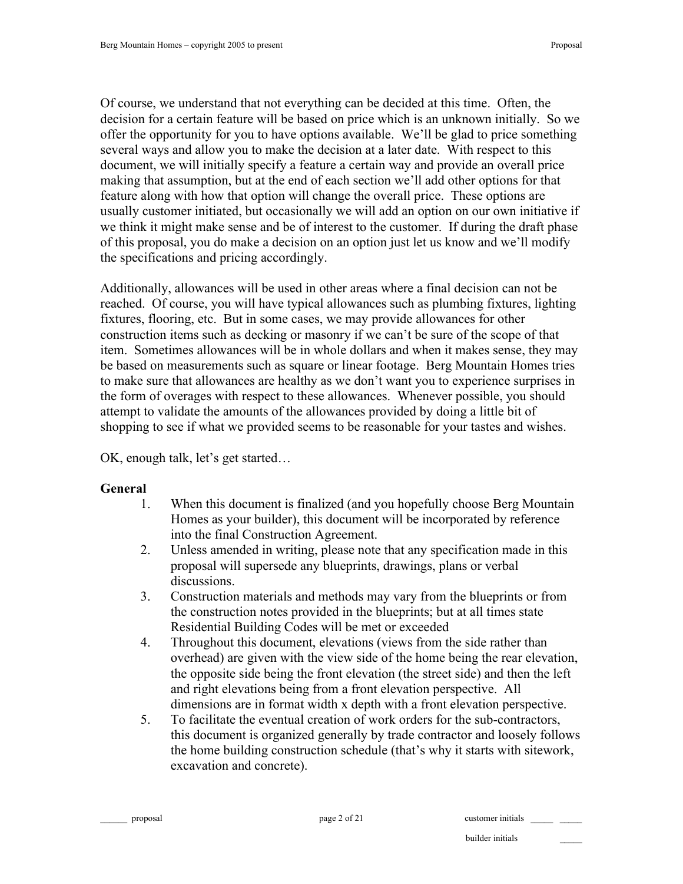Of course, we understand that not everything can be decided at this time. Often, the decision for a certain feature will be based on price which is an unknown initially. So we offer the opportunity for you to have options available. We'll be glad to price something several ways and allow you to make the decision at a later date. With respect to this document, we will initially specify a feature a certain way and provide an overall price making that assumption, but at the end of each section we'll add other options for that feature along with how that option will change the overall price. These options are usually customer initiated, but occasionally we will add an option on our own initiative if we think it might make sense and be of interest to the customer. If during the draft phase of this proposal, you do make a decision on an option just let us know and we'll modify the specifications and pricing accordingly.

Additionally, allowances will be used in other areas where a final decision can not be reached. Of course, you will have typical allowances such as plumbing fixtures, lighting fixtures, flooring, etc. But in some cases, we may provide allowances for other construction items such as decking or masonry if we can't be sure of the scope of that item. Sometimes allowances will be in whole dollars and when it makes sense, they may be based on measurements such as square or linear footage. Berg Mountain Homes tries to make sure that allowances are healthy as we don't want you to experience surprises in the form of overages with respect to these allowances. Whenever possible, you should attempt to validate the amounts of the allowances provided by doing a little bit of shopping to see if what we provided seems to be reasonable for your tastes and wishes.

OK, enough talk, let's get started…

**General**

1. When this document is finalized (and you hopefully choose Berg Mountain Homes as your builder), this document will be incorporated by reference into the final Construction Agreement.
2. Unless amended in writing, please note that any specification made in this proposal will supersede any blueprints, drawings, plans or verbal discussions.
3. Construction materials and methods may vary from the blueprints or from the construction notes provided in the blueprints; but at all times state Residential Building Codes will be met or exceeded
4. Throughout this document, elevations (views from the side rather than overhead) are given with the view side of the home being the rear elevation, the opposite side being the front elevation (the street side) and then the left and right elevations being from a front elevation perspective. All dimensions are in format width x depth with a front elevation perspective.
5. To facilitate the eventual creation of work orders for the sub-contractors, this document is organized generally by trade contractor and loosely follows the home building construction schedule (that's why it starts with sitework, excavation and concrete).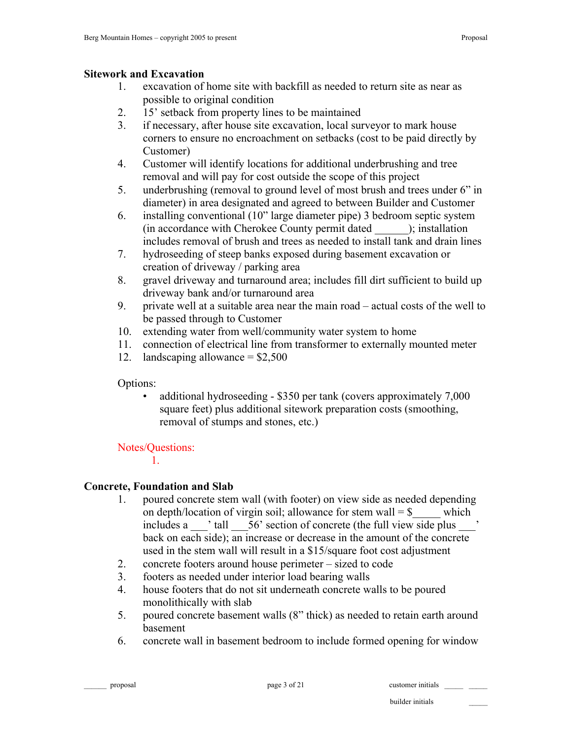## Sitework and Excavation

1. excavation of home site with backfill as needed to return site as near as possible to original condition
2. 15' setback from property lines to be maintained
3. if necessary, after house site excavation, local surveyor to mark house corners to ensure no encroachment on setbacks (cost to be paid directly by Customer)
4. Customer will identify locations for additional underbrushing and tree removal and will pay for cost outside the scope of this project
5. underbrushing (removal to ground level of most brush and trees under 6" in diameter) in area designated and agreed to between Builder and Customer
6. installing conventional (10" large diameter pipe) 3 bedroom septic system (in accordance with Cherokee County permit dated ______); installation includes removal of brush and trees as needed to install tank and drain lines
7. hydroseeding of steep banks exposed during basement excavation or creation of driveway / parking area
8. gravel driveway and turnaround area; includes fill dirt sufficient to build up driveway bank and/or turnaround area
9. private well at a suitable area near the main road – actual costs of the well to be passed through to Customer
10. extending water from well/community water system to home
11. connection of electrical line from transformer to externally mounted meter
12. landscaping allowance = $2,500

Options:

- additional hydroseeding - $350 per tank (covers approximately 7,000 square feet) plus additional sitework preparation costs (smoothing, removal of stumps and stones, etc.)

Notes/Questions:

1.

## Concrete, Foundation and Slab

1. poured concrete stem wall (with footer) on view side as needed depending on depth/location of virgin soil; allowance for stem wall = $_____ which includes a ___' tall ___56' section of concrete (the full view side plus ___' back on each side); an increase or decrease in the amount of the concrete used in the stem wall will result in a $15/square foot cost adjustment
2. concrete footers around house perimeter – sized to code
3. footers as needed under interior load bearing walls
4. house footers that do not sit underneath concrete walls to be poured monolithically with slab
5. poured concrete basement walls (8" thick) as needed to retain earth around basement
6. concrete wall in basement bedroom to include formed opening for window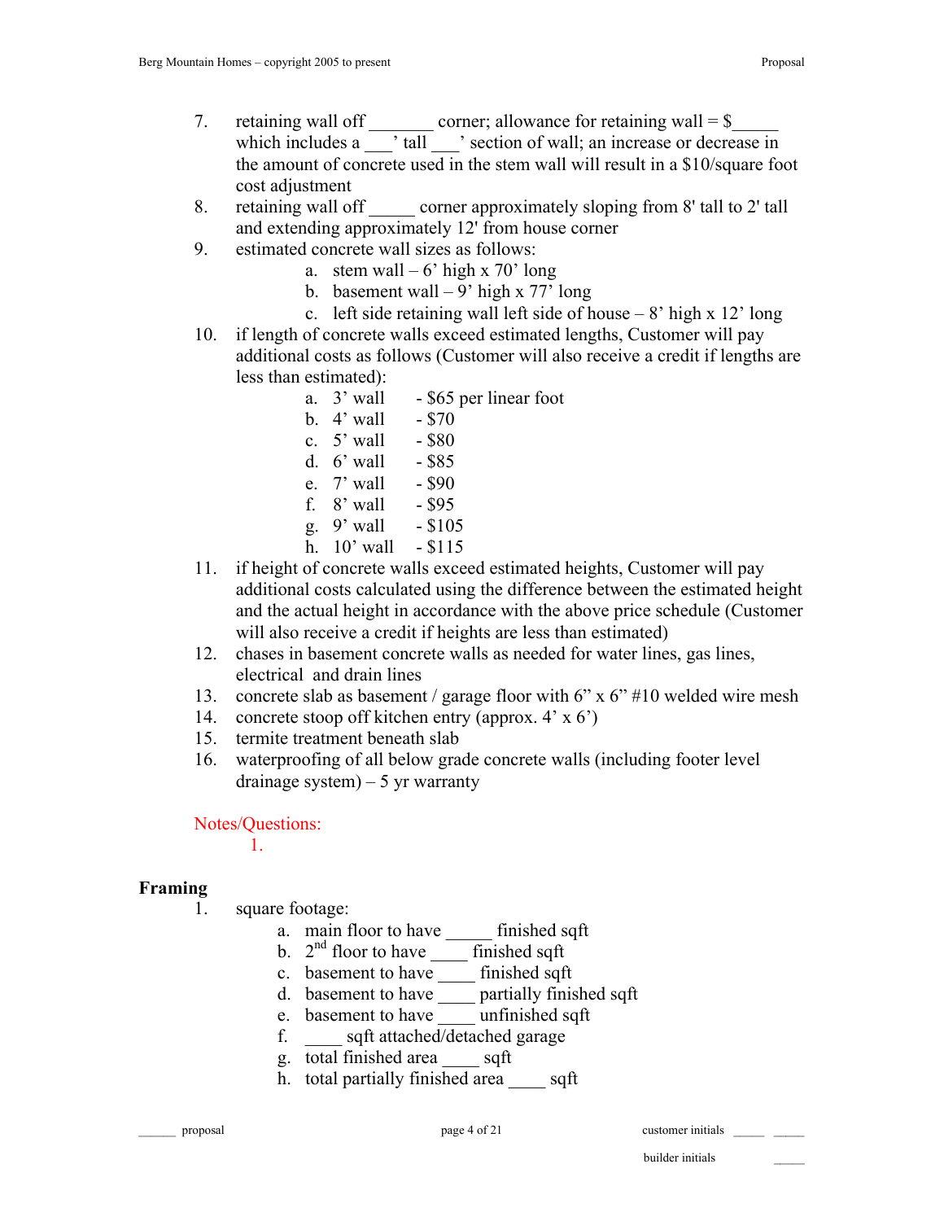7. retaining wall off _______ corner; allowance for retaining wall = $_____ which includes a ___' tall ___' section of wall; an increase or decrease in the amount of concrete used in the stem wall will result in a $10/square foot cost adjustment
8. retaining wall off _____ corner approximately sloping from 8' tall to 2' tall and extending approximately 12' from house corner
9. estimated concrete wall sizes as follows:
   a. stem wall – 6' high x 70' long
   b. basement wall – 9' high x 77' long
   c. left side retaining wall left side of house – 8' high x 12' long
10. if length of concrete walls exceed estimated lengths, Customer will pay additional costs as follows (Customer will also receive a credit if lengths are less than estimated):
    a. 3' wall - $65 per linear foot
    b. 4' wall - $70
    c. 5' wall - $80
    d. 6' wall - $85
    e. 7' wall - $90
    f. 8' wall - $95
    g. 9' wall - $105
    h. 10' wall - $115
11. if height of concrete walls exceed estimated heights, Customer will pay additional costs calculated using the difference between the estimated height and the actual height in accordance with the above price schedule (Customer will also receive a credit if heights are less than estimated)
12. chases in basement concrete walls as needed for water lines, gas lines, electrical and drain lines
13. concrete slab as basement / garage floor with 6" x 6" #10 welded wire mesh
14. concrete stoop off kitchen entry (approx. 4' x 6')
15. termite treatment beneath slab
16. waterproofing of all below grade concrete walls (including footer level drainage system) – 5 yr warranty

Notes/Questions:

1.

## Framing

1. square footage:
   a. main floor to have _____ finished sqft
   b. 2nd floor to have ____ finished sqft
   c. basement to have ____ finished sqft
   d. basement to have ____ partially finished sqft
   e. basement to have ____ unfinished sqft
   f. ____ sqft attached/detached garage
   g. total finished area ____ sqft
   h. total partially finished area ____ sqft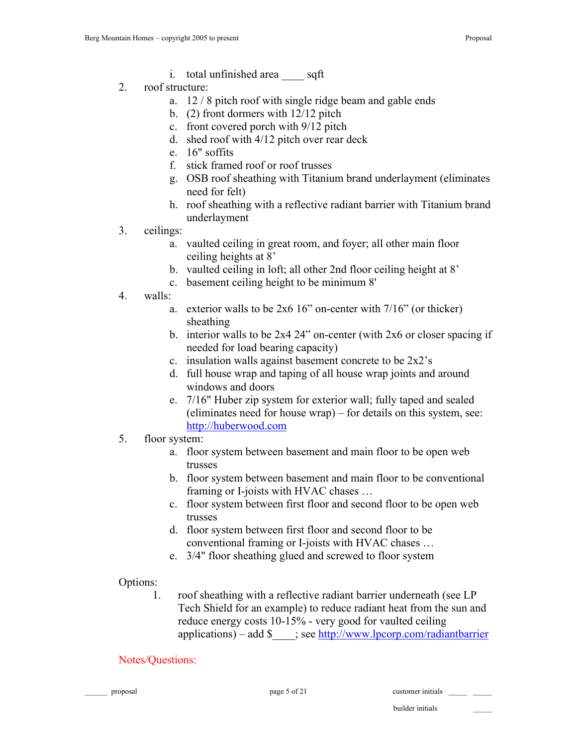i. total unfinished area ____ sqft

2. roof structure:
   a. 12 / 8 pitch roof with single ridge beam and gable ends
   b. (2) front dormers with 12/12 pitch
   c. front covered porch with 9/12 pitch
   d. shed roof with 4/12 pitch over rear deck
   e. 16" soffits
   f. stick framed roof or roof trusses
   g. OSB roof sheathing with Titanium brand underlayment (eliminates need for felt)
   h. roof sheathing with a reflective radiant barrier with Titanium brand underlayment
3. ceilings:
   a. vaulted ceiling in great room, and foyer; all other main floor ceiling heights at 8'
   b. vaulted ceiling in loft; all other 2nd floor ceiling height at 8'
   c. basement ceiling height to be minimum 8'
4. walls:
   a. exterior walls to be 2x6 16" on-center with 7/16" (or thicker) sheathing
   b. interior walls to be 2x4 24" on-center (with 2x6 or closer spacing if needed for load bearing capacity)
   c. insulation walls against basement concrete to be 2x2's
   d. full house wrap and taping of all house wrap joints and around windows and doors
   e. 7/16" Huber zip system for exterior wall; fully taped and sealed (eliminates need for house wrap) – for details on this system, see: http://huberwood.com
5. floor system:
   a. floor system between basement and main floor to be open web trusses
   b. floor system between basement and main floor to be conventional framing or I-joists with HVAC chases …
   c. floor system between first floor and second floor to be open web trusses
   d. floor system between first floor and second floor to be conventional framing or I-joists with HVAC chases …
   e. 3/4" floor sheathing glued and screwed to floor system

Options:

1. roof sheathing with a reflective radiant barrier underneath (see LP Tech Shield for an example) to reduce radiant heat from the sun and reduce energy costs 10-15% - very good for vaulted ceiling applications) – add $____; see http://www.lpcorp.com/radiantbarrier

Notes/Questions:

______ proposal customer initials _____ _____

builder initials _____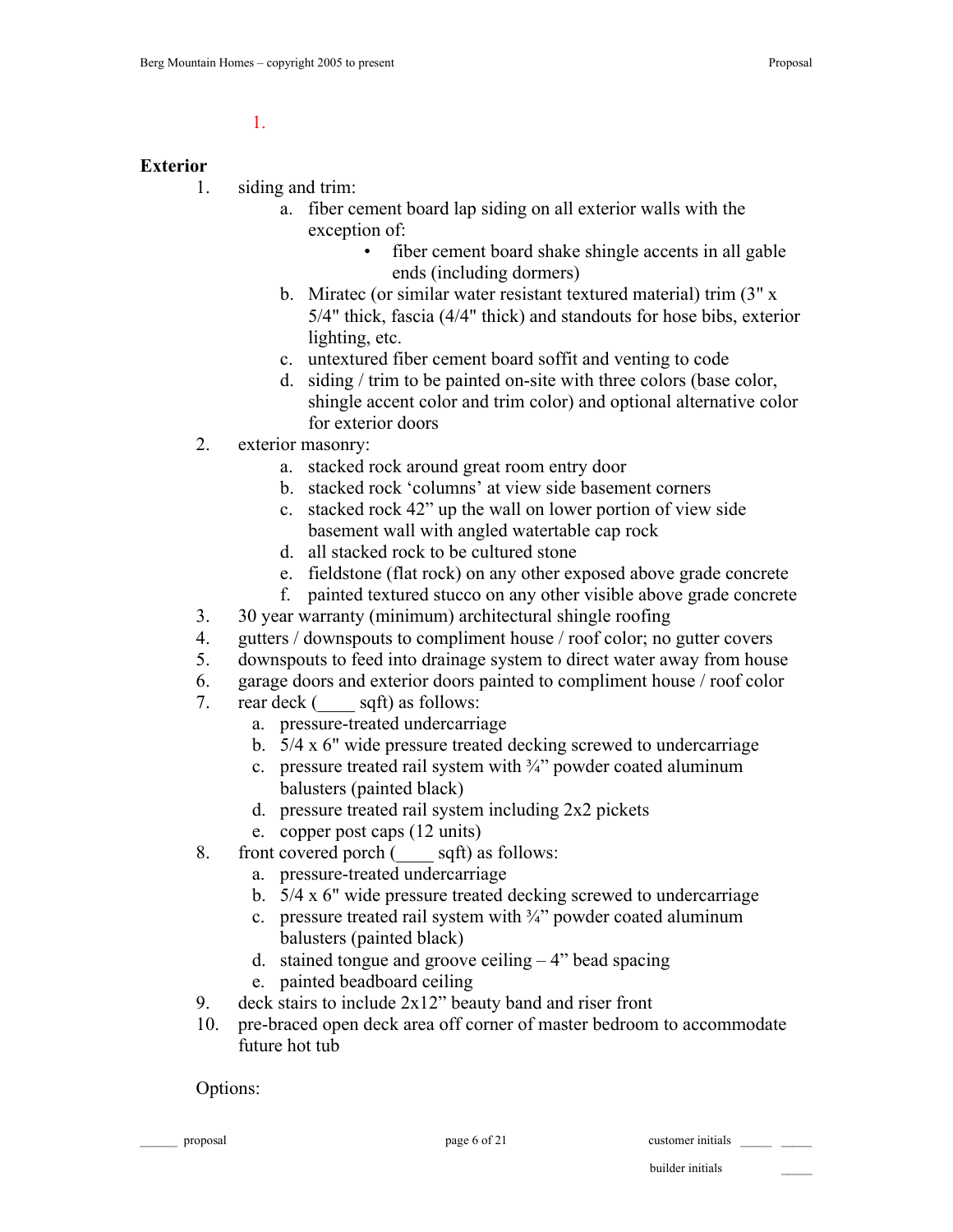1.

**Exterior**

1. siding and trim:
   a. fiber cement board lap siding on all exterior walls with the exception of:
      - fiber cement board shake shingle accents in all gable ends (including dormers)
   b. Miratec (or similar water resistant textured material) trim (3" x 5/4" thick, fascia (4/4" thick) and standouts for hose bibs, exterior lighting, etc.
   c. untextured fiber cement board soffit and venting to code
   d. siding / trim to be painted on-site with three colors (base color, shingle accent color and trim color) and optional alternative color for exterior doors
2. exterior masonry:
   a. stacked rock around great room entry door
   b. stacked rock 'columns' at view side basement corners
   c. stacked rock 42" up the wall on lower portion of view side basement wall with angled watertable cap rock
   d. all stacked rock to be cultured stone
   e. fieldstone (flat rock) on any other exposed above grade concrete
   f. painted textured stucco on any other visible above grade concrete
3. 30 year warranty (minimum) architectural shingle roofing
4. gutters / downspouts to compliment house / roof color; no gutter covers
5. downspouts to feed into drainage system to direct water away from house
6. garage doors and exterior doors painted to compliment house / roof color
7. rear deck (____ sqft) as follows:
   a. pressure-treated undercarriage
   b. 5/4 x 6" wide pressure treated decking screwed to undercarriage
   c. pressure treated rail system with ¾" powder coated aluminum balusters (painted black)
   d. pressure treated rail system including 2x2 pickets
   e. copper post caps (12 units)
8. front covered porch (____ sqft) as follows:
   a. pressure-treated undercarriage
   b. 5/4 x 6" wide pressure treated decking screwed to undercarriage
   c. pressure treated rail system with ¾" powder coated aluminum balusters (painted black)
   d. stained tongue and groove ceiling – 4" bead spacing
   e. painted beadboard ceiling
9. deck stairs to include 2x12" beauty band and riser front
10. pre-braced open deck area off corner of master bedroom to accommodate future hot tub

Options: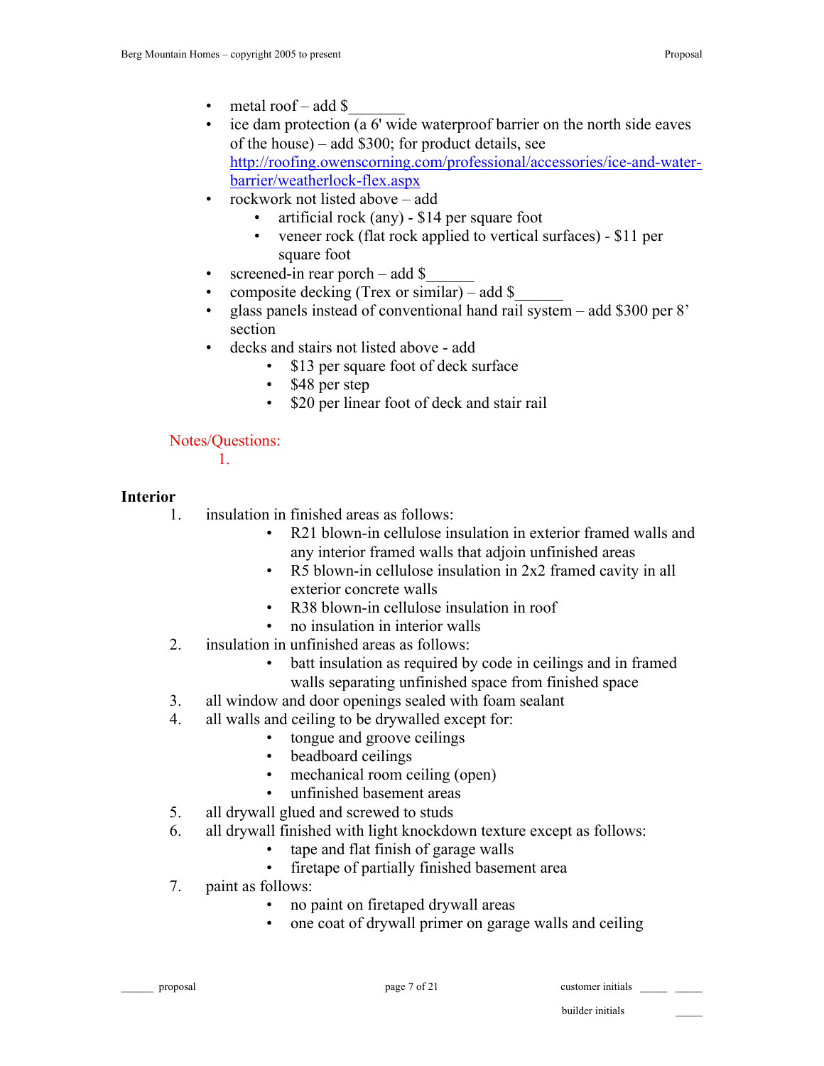- metal roof – add $_______
- ice dam protection (a 6' wide waterproof barrier on the north side eaves of the house) – add $300; for product details, see [http://roofing.owenscorning.com/professional/accessories/ice-and-water-barrier/weatherlock-flex.aspx](http://roofing.owenscorning.com/professional/accessories/ice-and-water-barrier/weatherlock-flex.aspx)
- rockwork not listed above – add
  - artificial rock (any) - $14 per square foot
  - veneer rock (flat rock applied to vertical surfaces) - $11 per square foot
- screened-in rear porch – add $______
- composite decking (Trex or similar) – add $______
- glass panels instead of conventional hand rail system – add $300 per 8' section
- decks and stairs not listed above - add
  - $13 per square foot of deck surface
  - $48 per step
  - $20 per linear foot of deck and stair rail

Notes/Questions:

1.

**Interior**

1. insulation in finished areas as follows:
   - R21 blown-in cellulose insulation in exterior framed walls and any interior framed walls that adjoin unfinished areas
   - R5 blown-in cellulose insulation in 2x2 framed cavity in all exterior concrete walls
   - R38 blown-in cellulose insulation in roof
   - no insulation in interior walls
2. insulation in unfinished areas as follows:
   - batt insulation as required by code in ceilings and in framed walls separating unfinished space from finished space
3. all window and door openings sealed with foam sealant
4. all walls and ceiling to be drywalled except for:
   - tongue and groove ceilings
   - beadboard ceilings
   - mechanical room ceiling (open)
   - unfinished basement areas
5. all drywall glued and screwed to studs
6. all drywall finished with light knockdown texture except as follows:
   - tape and flat finish of garage walls
   - firetape of partially finished basement area
7. paint as follows:
   - no paint on firetaped drywall areas
   - one coat of drywall primer on garage walls and ceiling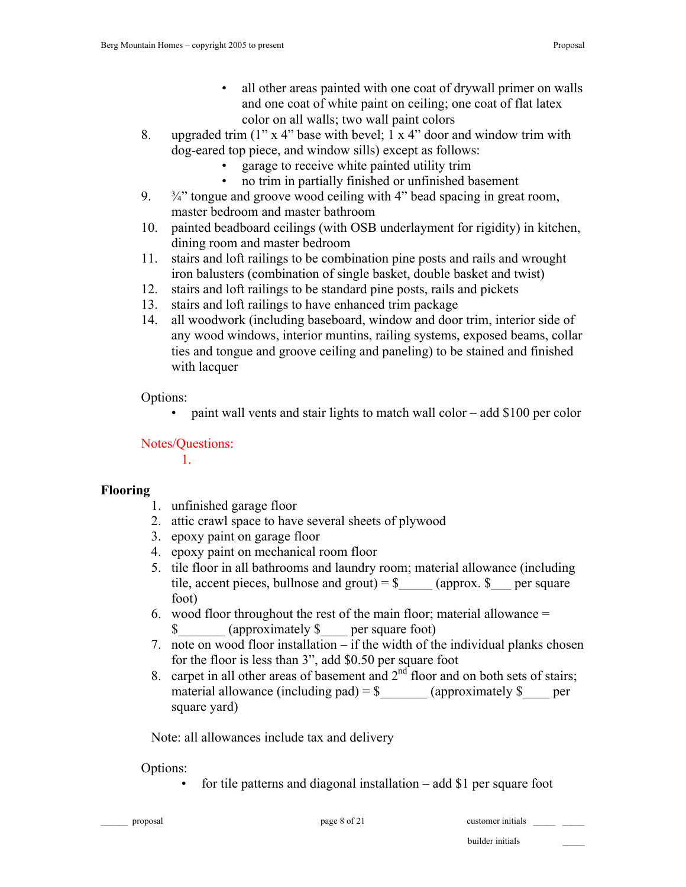- all other areas painted with one coat of drywall primer on walls and one coat of white paint on ceiling; one coat of flat latex color on all walls; two wall paint colors

8. upgraded trim (1" x 4" base with bevel; 1 x 4" door and window trim with dog-eared top piece, and window sills) except as follows:
    - garage to receive white painted utility trim
    - no trim in partially finished or unfinished basement
9. ¾" tongue and groove wood ceiling with 4" bead spacing in great room, master bedroom and master bathroom
10. painted beadboard ceilings (with OSB underlayment for rigidity) in kitchen, dining room and master bedroom
11. stairs and loft railings to be combination pine posts and rails and wrought iron balusters (combination of single basket, double basket and twist)
12. stairs and loft railings to be standard pine posts, rails and pickets
13. stairs and loft railings to have enhanced trim package
14. all woodwork (including baseboard, window and door trim, interior side of any wood windows, interior muntins, railing systems, exposed beams, collar ties and tongue and groove ceiling and paneling) to be stained and finished with lacquer

Options:

- paint wall vents and stair lights to match wall color – add $100 per color

Notes/Questions:

1.

**Flooring**

1. unfinished garage floor
2. attic crawl space to have several sheets of plywood
3. epoxy paint on garage floor
4. epoxy paint on mechanical room floor
5. tile floor in all bathrooms and laundry room; material allowance (including tile, accent pieces, bullnose and grout) = $_____ (approx. $___ per square foot)
6. wood floor throughout the rest of the main floor; material allowance = $_______ (approximately $____ per square foot)
7. note on wood floor installation – if the width of the individual planks chosen for the floor is less than 3", add $0.50 per square foot
8. carpet in all other areas of basement and 2nd floor and on both sets of stairs; material allowance (including pad) = $_______ (approximately $____ per square yard)

Note: all allowances include tax and delivery

Options:

- for tile patterns and diagonal installation – add $1 per square foot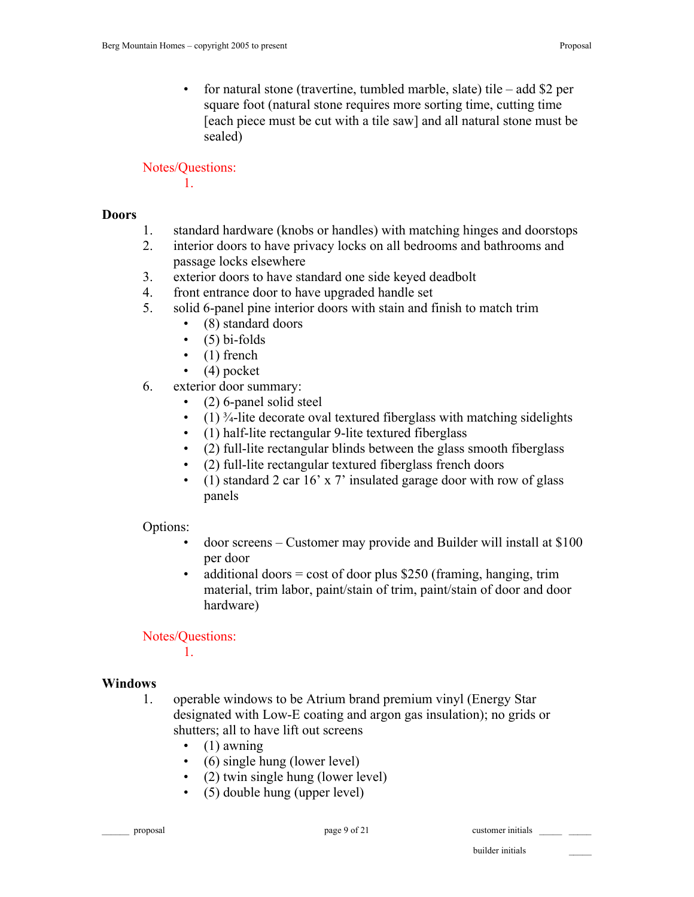- for natural stone (travertine, tumbled marble, slate) tile – add $2 per square foot (natural stone requires more sorting time, cutting time [each piece must be cut with a tile saw] and all natural stone must be sealed)

Notes/Questions:

1.

## Doors

1. standard hardware (knobs or handles) with matching hinges and doorstops
2. interior doors to have privacy locks on all bedrooms and bathrooms and passage locks elsewhere
3. exterior doors to have standard one side keyed deadbolt
4. front entrance door to have upgraded handle set
5. solid 6-panel pine interior doors with stain and finish to match trim
   - (8) standard doors
   - (5) bi-folds
   - (1) french
   - (4) pocket
6. exterior door summary:
   - (2) 6-panel solid steel
   - (1) ¾-lite decorate oval textured fiberglass with matching sidelights
   - (1) half-lite rectangular 9-lite textured fiberglass
   - (2) full-lite rectangular blinds between the glass smooth fiberglass
   - (2) full-lite rectangular textured fiberglass french doors
   - (1) standard 2 car 16' x 7' insulated garage door with row of glass panels

Options:

- door screens – Customer may provide and Builder will install at $100 per door
- additional doors = cost of door plus $250 (framing, hanging, trim material, trim labor, paint/stain of trim, paint/stain of door and door hardware)

Notes/Questions:

1.

## Windows

1. operable windows to be Atrium brand premium vinyl (Energy Star designated with Low-E coating and argon gas insulation); no grids or shutters; all to have lift out screens
   - (1) awning
   - (6) single hung (lower level)
   - (2) twin single hung (lower level)
   - (5) double hung (upper level)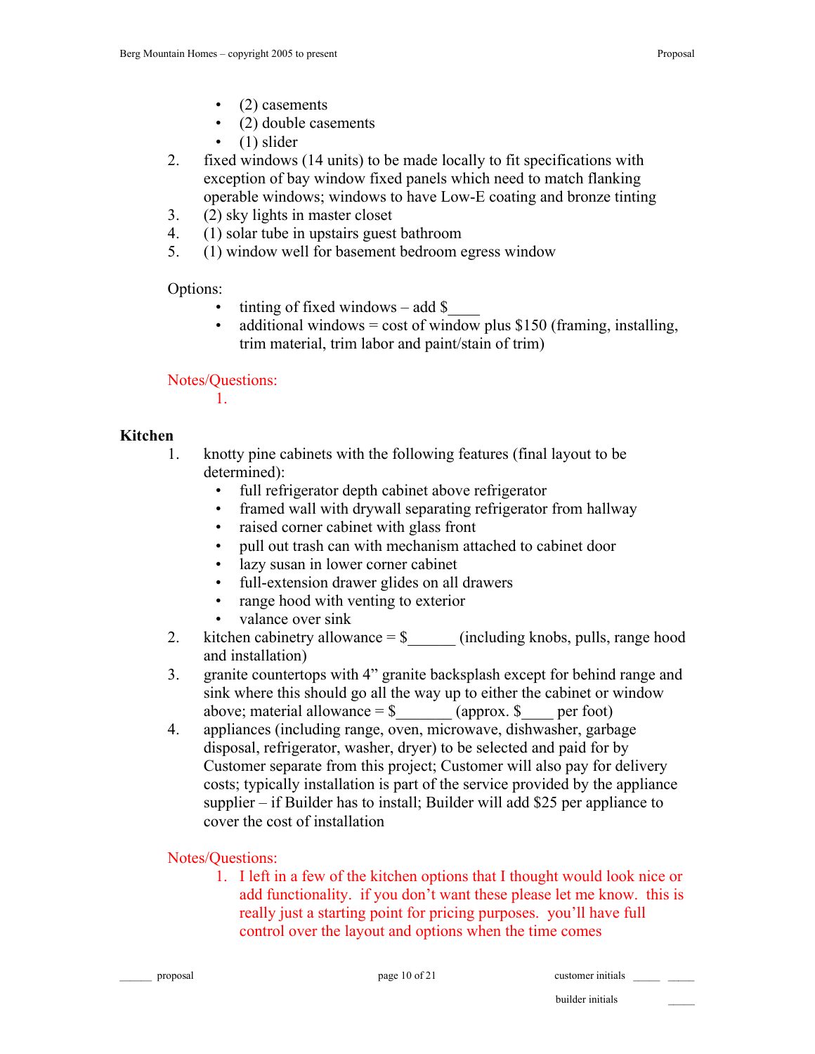- (2) casements
- (2) double casements
- (1) slider

2. fixed windows (14 units) to be made locally to fit specifications with exception of bay window fixed panels which need to match flanking operable windows; windows to have Low-E coating and bronze tinting
3. (2) sky lights in master closet
4. (1) solar tube in upstairs guest bathroom
5. (1) window well for basement bedroom egress window

Options:

- tinting of fixed windows – add $____
- additional windows = cost of window plus $150 (framing, installing, trim material, trim labor and paint/stain of trim)

Notes/Questions:

1.

**Kitchen**

1. knotty pine cabinets with the following features (final layout to be determined):
   - full refrigerator depth cabinet above refrigerator
   - framed wall with drywall separating refrigerator from hallway
   - raised corner cabinet with glass front
   - pull out trash can with mechanism attached to cabinet door
   - lazy susan in lower corner cabinet
   - full-extension drawer glides on all drawers
   - range hood with venting to exterior
   - valance over sink
2. kitchen cabinetry allowance = $______ (including knobs, pulls, range hood and installation)
3. granite countertops with 4" granite backsplash except for behind range and sink where this should go all the way up to either the cabinet or window above; material allowance = $_______ (approx. $____ per foot)
4. appliances (including range, oven, microwave, dishwasher, garbage disposal, refrigerator, washer, dryer) to be selected and paid for by Customer separate from this project; Customer will also pay for delivery costs; typically installation is part of the service provided by the appliance supplier – if Builder has to install; Builder will add $25 per appliance to cover the cost of installation

Notes/Questions:

1. I left in a few of the kitchen options that I thought would look nice or add functionality. if you don't want these please let me know. this is really just a starting point for pricing purposes. you'll have full control over the layout and options when the time comes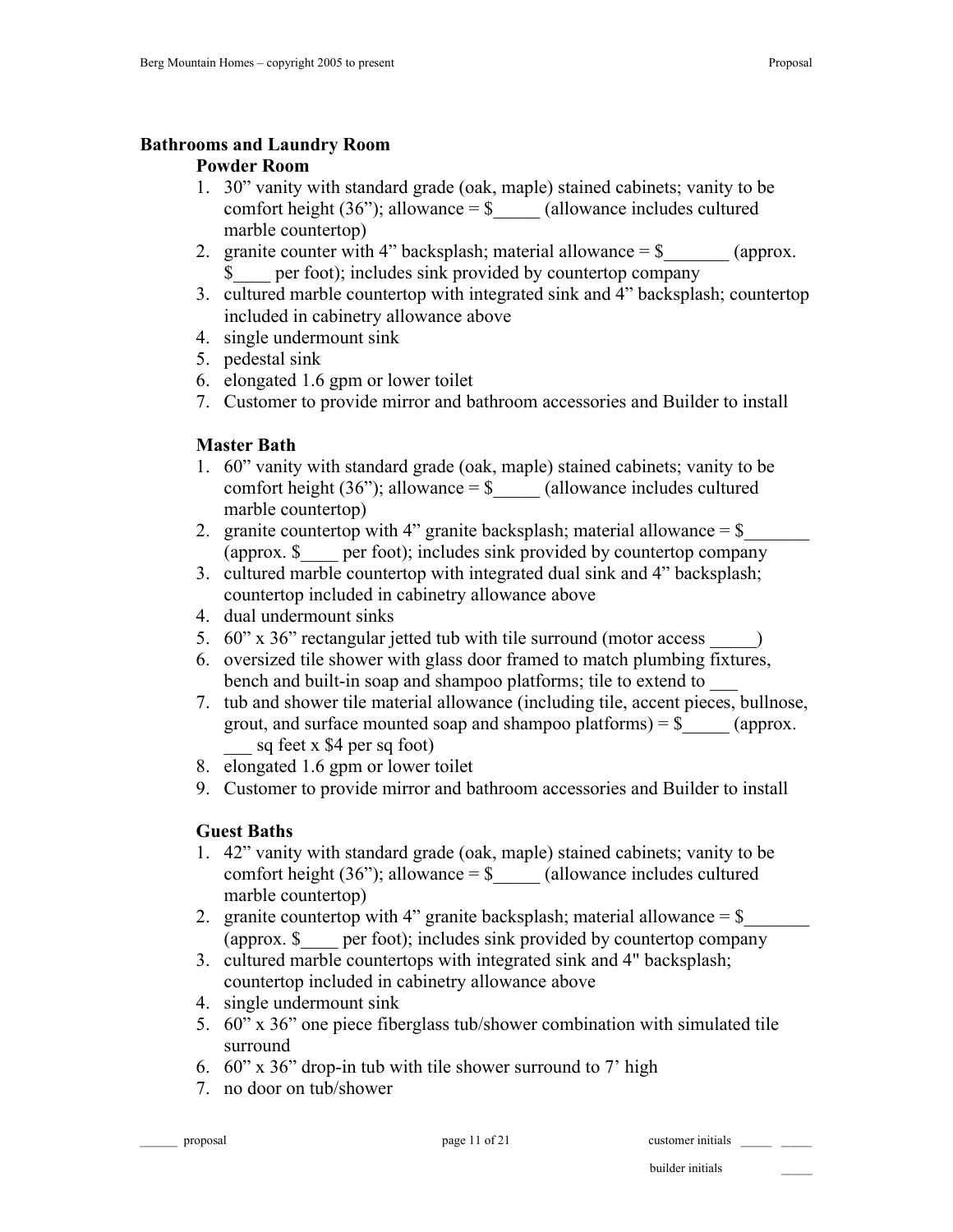## Bathrooms and Laundry Room

### Powder Room

1. 30" vanity with standard grade (oak, maple) stained cabinets; vanity to be comfort height (36"); allowance = $_____ (allowance includes cultured marble countertop)
2. granite counter with 4" backsplash; material allowance = $_______ (approx. $____ per foot); includes sink provided by countertop company
3. cultured marble countertop with integrated sink and 4" backsplash; countertop included in cabinetry allowance above
4. single undermount sink
5. pedestal sink
6. elongated 1.6 gpm or lower toilet
7. Customer to provide mirror and bathroom accessories and Builder to install

### Master Bath

1. 60" vanity with standard grade (oak, maple) stained cabinets; vanity to be comfort height (36"); allowance = $_____ (allowance includes cultured marble countertop)
2. granite countertop with 4" granite backsplash; material allowance = $_______ (approx. $____ per foot); includes sink provided by countertop company
3. cultured marble countertop with integrated dual sink and 4" backsplash; countertop included in cabinetry allowance above
4. dual undermount sinks
5. 60" x 36" rectangular jetted tub with tile surround (motor access _____)
6. oversized tile shower with glass door framed to match plumbing fixtures, bench and built-in soap and shampoo platforms; tile to extend to ___
7. tub and shower tile material allowance (including tile, accent pieces, bullnose, grout, and surface mounted soap and shampoo platforms) = $_____ (approx. ___ sq feet x $4 per sq foot)
8. elongated 1.6 gpm or lower toilet
9. Customer to provide mirror and bathroom accessories and Builder to install

### Guest Baths

1. 42" vanity with standard grade (oak, maple) stained cabinets; vanity to be comfort height (36"); allowance = $_____ (allowance includes cultured marble countertop)
2. granite countertop with 4" granite backsplash; material allowance = $_______ (approx. $____ per foot); includes sink provided by countertop company
3. cultured marble countertops with integrated sink and 4" backsplash; countertop included in cabinetry allowance above
4. single undermount sink
5. 60" x 36" one piece fiberglass tub/shower combination with simulated tile surround
6. 60" x 36" drop-in tub with tile shower surround to 7' high
7. no door on tub/shower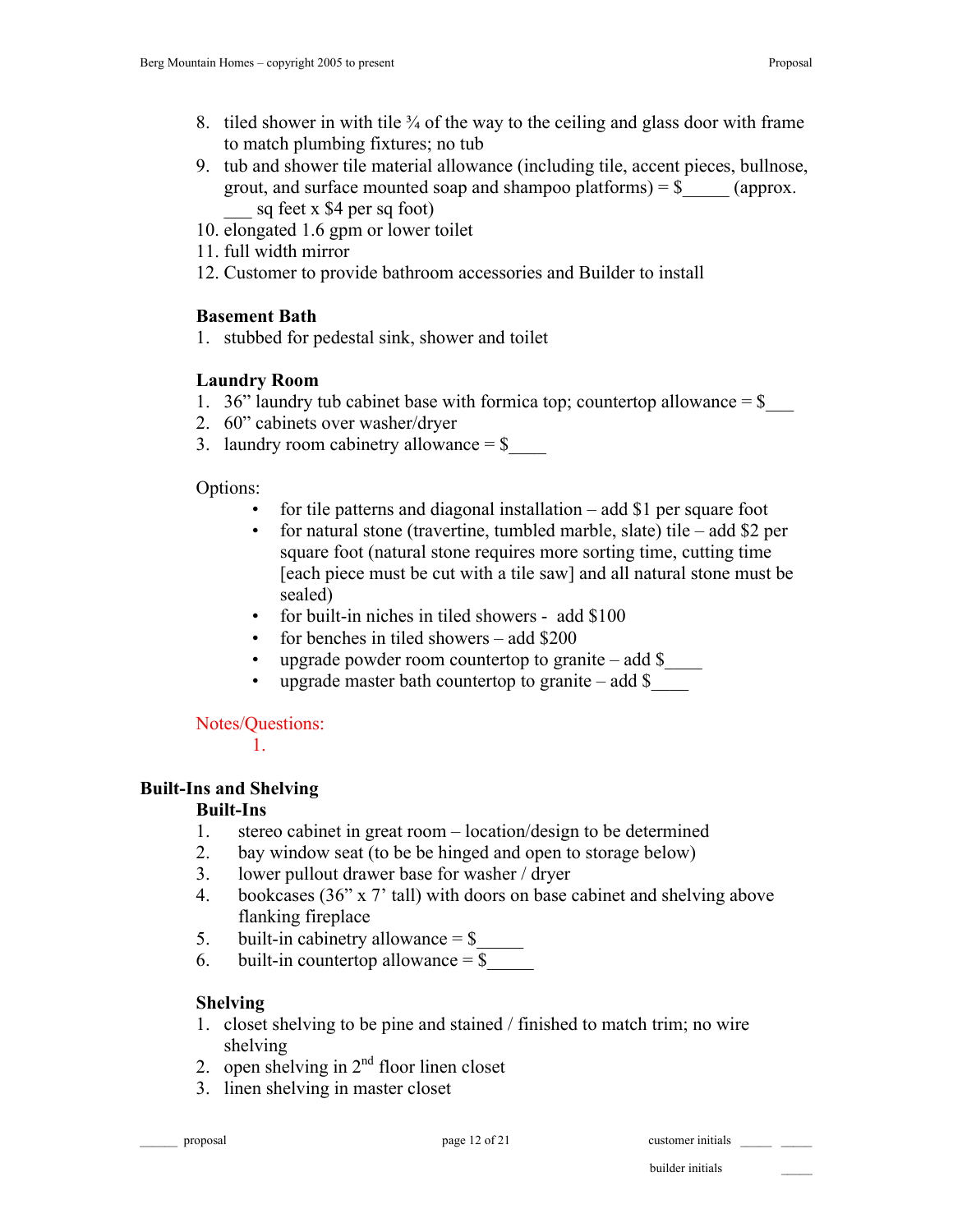8. tiled shower in with tile ¾ of the way to the ceiling and glass door with frame to match plumbing fixtures; no tub
9. tub and shower tile material allowance (including tile, accent pieces, bullnose, grout, and surface mounted soap and shampoo platforms) = $_____ (approx. ___ sq feet x $4 per sq foot)
10. elongated 1.6 gpm or lower toilet
11. full width mirror
12. Customer to provide bathroom accessories and Builder to install

**Basement Bath**

1. stubbed for pedestal sink, shower and toilet

**Laundry Room**

1. 36" laundry tub cabinet base with formica top; countertop allowance = $___
2. 60" cabinets over washer/dryer
3. laundry room cabinetry allowance = $____

Options:

- for tile patterns and diagonal installation – add $1 per square foot
- for natural stone (travertine, tumbled marble, slate) tile – add $2 per square foot (natural stone requires more sorting time, cutting time [each piece must be cut with a tile saw] and all natural stone must be sealed)
- for built-in niches in tiled showers - add $100
- for benches in tiled showers – add $200
- upgrade powder room countertop to granite – add $____
- upgrade master bath countertop to granite – add $____

Notes/Questions:

1.

## Built-Ins and Shelving

**Built-Ins**

1. stereo cabinet in great room – location/design to be determined
2. bay window seat (to be be hinged and open to storage below)
3. lower pullout drawer base for washer / dryer
4. bookcases (36" x 7' tall) with doors on base cabinet and shelving above flanking fireplace
5. built-in cabinetry allowance = $_____
6. built-in countertop allowance = $_____

**Shelving**

1. closet shelving to be pine and stained / finished to match trim; no wire shelving
2. open shelving in 2nd floor linen closet
3. linen shelving in master closet

______ proposal

customer initials _____ _____

builder initials _____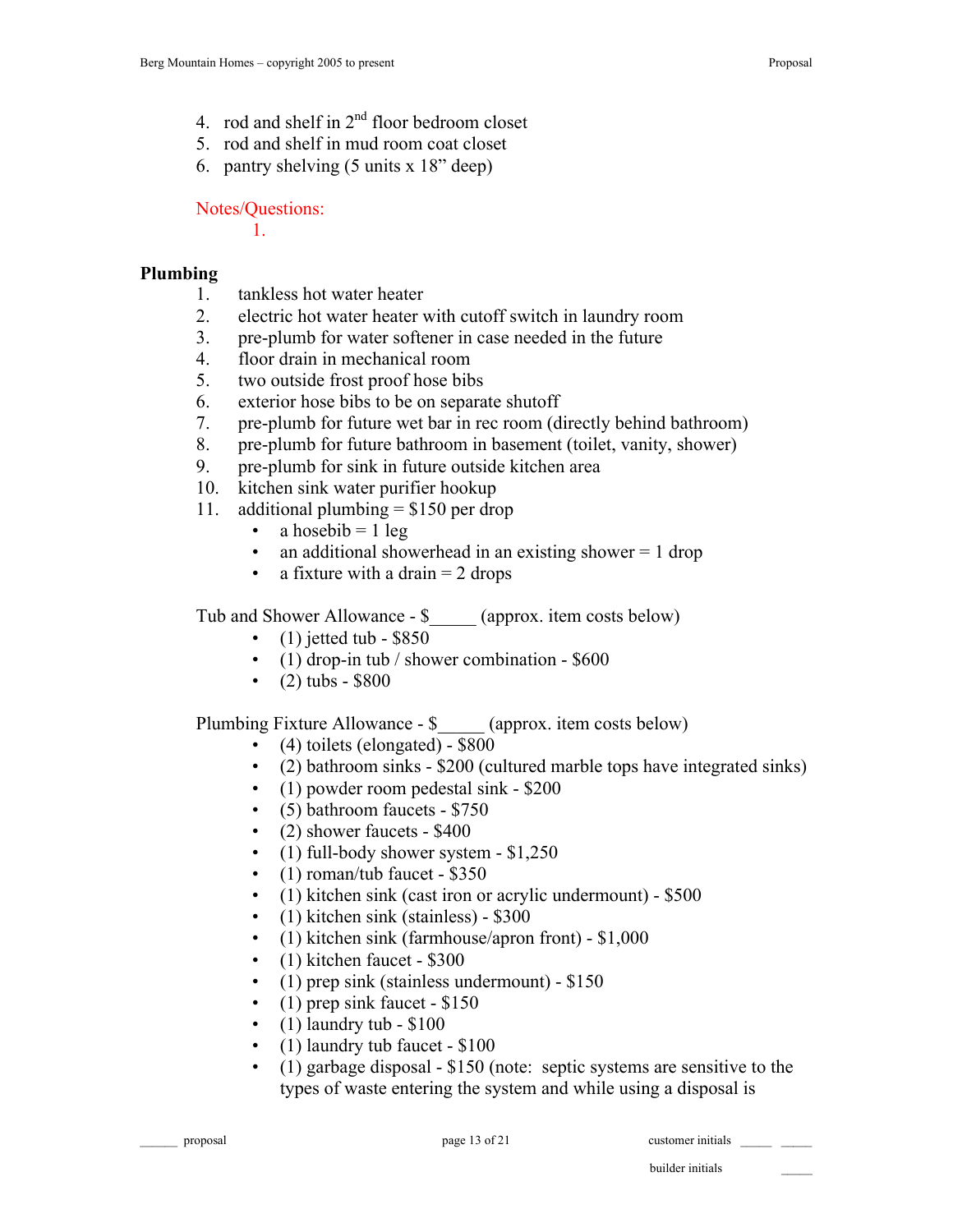4. rod and shelf in 2nd floor bedroom closet
5. rod and shelf in mud room coat closet
6. pantry shelving (5 units x 18" deep)

Notes/Questions:

1.

**Plumbing**

1. tankless hot water heater
2. electric hot water heater with cutoff switch in laundry room
3. pre-plumb for water softener in case needed in the future
4. floor drain in mechanical room
5. two outside frost proof hose bibs
6. exterior hose bibs to be on separate shutoff
7. pre-plumb for future wet bar in rec room (directly behind bathroom)
8. pre-plumb for future bathroom in basement (toilet, vanity, shower)
9. pre-plumb for sink in future outside kitchen area
10. kitchen sink water purifier hookup
11. additional plumbing = $150 per drop
    - a hosebib = 1 leg
    - an additional showerhead in an existing shower = 1 drop
    - a fixture with a drain = 2 drops

Tub and Shower Allowance - $_____ (approx. item costs below)

- (1) jetted tub - $850
- (1) drop-in tub / shower combination - $600
- (2) tubs - $800

Plumbing Fixture Allowance - $_____ (approx. item costs below)

- (4) toilets (elongated) - $800
- (2) bathroom sinks - $200 (cultured marble tops have integrated sinks)
- (1) powder room pedestal sink - $200
- (5) bathroom faucets - $750
- (2) shower faucets - $400
- (1) full-body shower system - $1,250
- (1) roman/tub faucet - $350
- (1) kitchen sink (cast iron or acrylic undermount) - $500
- (1) kitchen sink (stainless) - $300
- (1) kitchen sink (farmhouse/apron front) - $1,000
- (1) kitchen faucet - $300
- (1) prep sink (stainless undermount) - $150
- (1) prep sink faucet - $150
- (1) laundry tub - $100
- (1) laundry tub faucet - $100
- (1) garbage disposal - $150 (note: septic systems are sensitive to the types of waste entering the system and while using a disposal is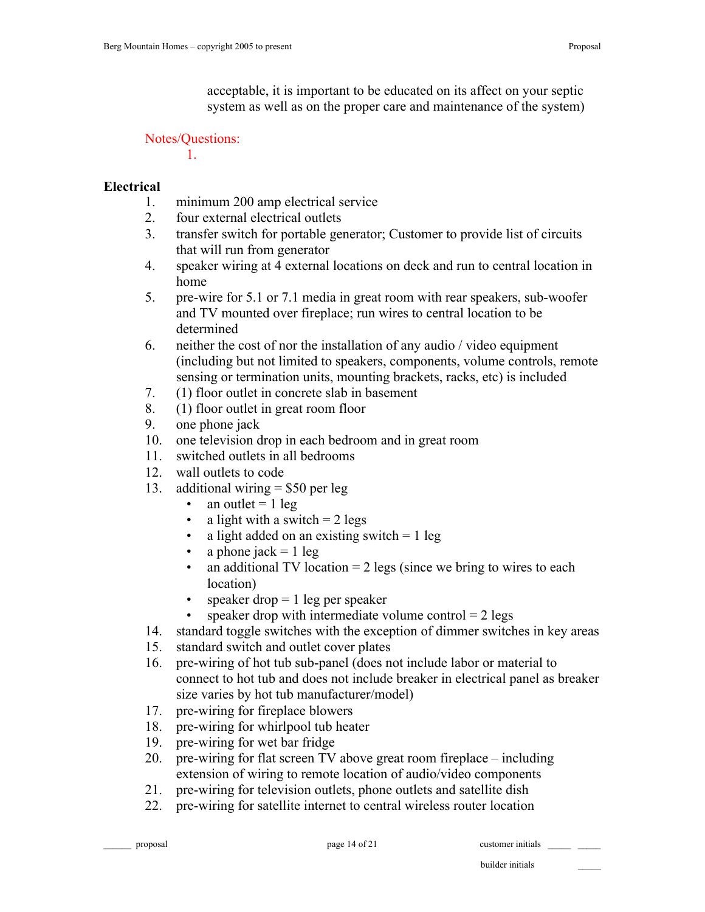acceptable, it is important to be educated on its affect on your septic system as well as on the proper care and maintenance of the system)

Notes/Questions:

1.

**Electrical**

1. minimum 200 amp electrical service
2. four external electrical outlets
3. transfer switch for portable generator; Customer to provide list of circuits that will run from generator
4. speaker wiring at 4 external locations on deck and run to central location in home
5. pre-wire for 5.1 or 7.1 media in great room with rear speakers, sub-woofer and TV mounted over fireplace; run wires to central location to be determined
6. neither the cost of nor the installation of any audio / video equipment (including but not limited to speakers, components, volume controls, remote sensing or termination units, mounting brackets, racks, etc) is included
7. (1) floor outlet in concrete slab in basement
8. (1) floor outlet in great room floor
9. one phone jack
10. one television drop in each bedroom and in great room
11. switched outlets in all bedrooms
12. wall outlets to code
13. additional wiring = $50 per leg
    - an outlet = 1 leg
    - a light with a switch = 2 legs
    - a light added on an existing switch = 1 leg
    - a phone jack = 1 leg
    - an additional TV location = 2 legs (since we bring to wires to each location)
    - speaker drop = 1 leg per speaker
    - speaker drop with intermediate volume control = 2 legs
14. standard toggle switches with the exception of dimmer switches in key areas
15. standard switch and outlet cover plates
16. pre-wiring of hot tub sub-panel (does not include labor or material to connect to hot tub and does not include breaker in electrical panel as breaker size varies by hot tub manufacturer/model)
17. pre-wiring for fireplace blowers
18. pre-wiring for whirlpool tub heater
19. pre-wiring for wet bar fridge
20. pre-wiring for flat screen TV above great room fireplace – including extension of wiring to remote location of audio/video components
21. pre-wiring for television outlets, phone outlets and satellite dish
22. pre-wiring for satellite internet to central wireless router location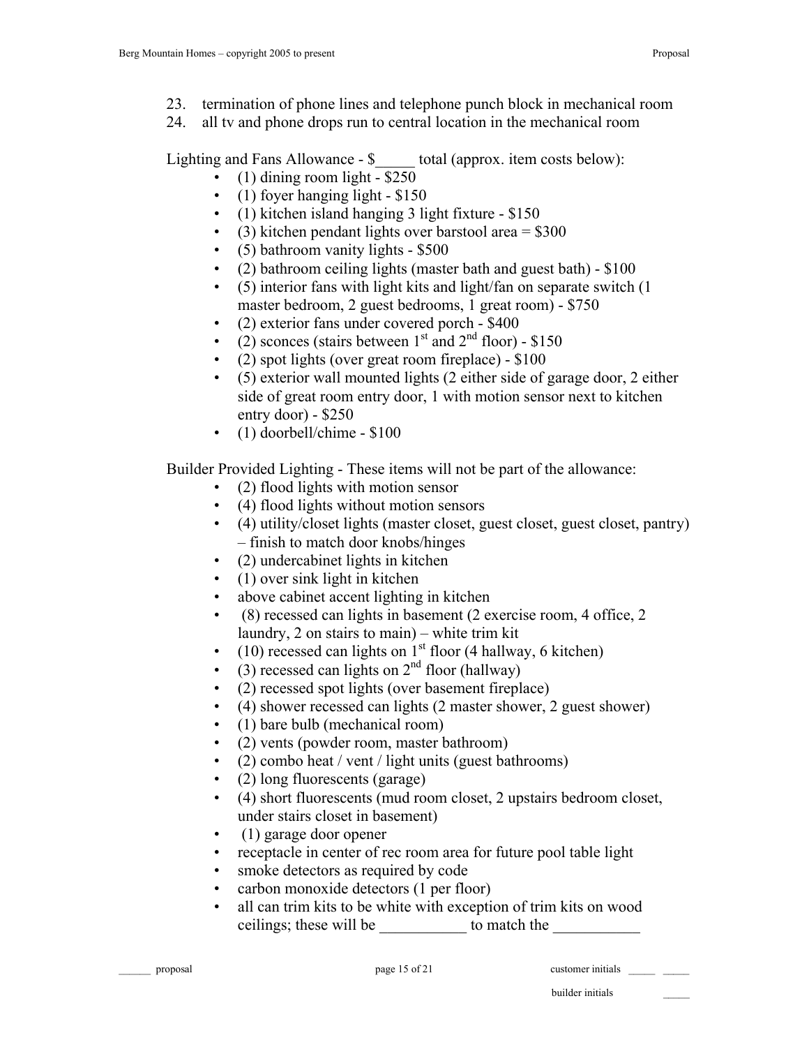23. termination of phone lines and telephone punch block in mechanical room
24. all tv and phone drops run to central location in the mechanical room

Lighting and Fans Allowance - $_____ total (approx. item costs below):

- (1) dining room light - $250
- (1) foyer hanging light - $150
- (1) kitchen island hanging 3 light fixture - $150
- (3) kitchen pendant lights over barstool area = $300
- (5) bathroom vanity lights - $500
- (2) bathroom ceiling lights (master bath and guest bath) - $100
- (5) interior fans with light kits and light/fan on separate switch (1 master bedroom, 2 guest bedrooms, 1 great room) - $750
- (2) exterior fans under covered porch - $400
- (2) sconces (stairs between 1st and 2nd floor) - $150
- (2) spot lights (over great room fireplace) - $100
- (5) exterior wall mounted lights (2 either side of garage door, 2 either side of great room entry door, 1 with motion sensor next to kitchen entry door) - $250
- (1) doorbell/chime - $100

Builder Provided Lighting - These items will not be part of the allowance:

- (2) flood lights with motion sensor
- (4) flood lights without motion sensors
- (4) utility/closet lights (master closet, guest closet, guest closet, pantry) – finish to match door knobs/hinges
- (2) undercabinet lights in kitchen
- (1) over sink light in kitchen
- above cabinet accent lighting in kitchen
- (8) recessed can lights in basement (2 exercise room, 4 office, 2 laundry, 2 on stairs to main) – white trim kit
- (10) recessed can lights on 1st floor (4 hallway, 6 kitchen)
- (3) recessed can lights on 2nd floor (hallway)
- (2) recessed spot lights (over basement fireplace)
- (4) shower recessed can lights (2 master shower, 2 guest shower)
- (1) bare bulb (mechanical room)
- (2) vents (powder room, master bathroom)
- (2) combo heat / vent / light units (guest bathrooms)
- (2) long fluorescents (garage)
- (4) short fluorescents (mud room closet, 2 upstairs bedroom closet, under stairs closet in basement)
- (1) garage door opener
- receptacle in center of rec room area for future pool table light
- smoke detectors as required by code
- carbon monoxide detectors (1 per floor)
- all can trim kits to be white with exception of trim kits on wood ceilings; these will be ___________ to match the ___________

______ proposal

customer initials _____ _____

builder initials _____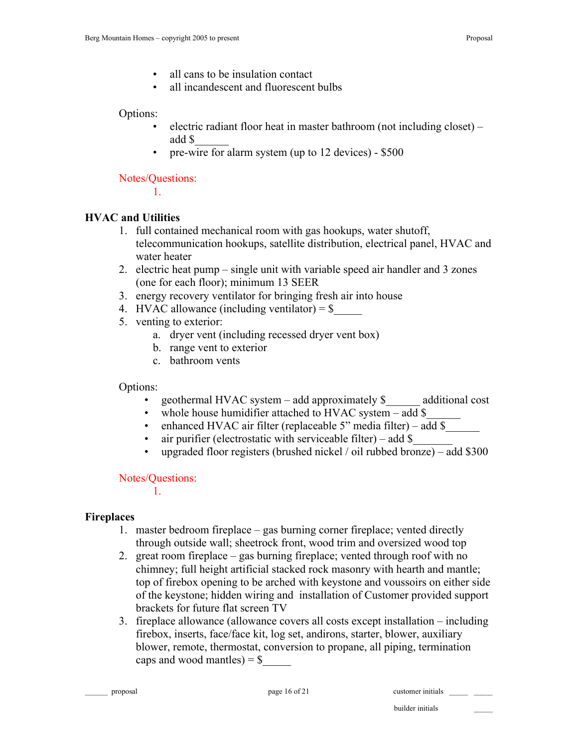- all cans to be insulation contact
- all incandescent and fluorescent bulbs

Options:

- electric radiant floor heat in master bathroom (not including closet) – add $______
- pre-wire for alarm system (up to 12 devices) - $500

Notes/Questions:

1.

## HVAC and Utilities

1. full contained mechanical room with gas hookups, water shutoff, telecommunication hookups, satellite distribution, electrical panel, HVAC and water heater
2. electric heat pump – single unit with variable speed air handler and 3 zones (one for each floor); minimum 13 SEER
3. energy recovery ventilator for bringing fresh air into house
4. HVAC allowance (including ventilator) = $_____
5. venting to exterior:
   a. dryer vent (including recessed dryer vent box)
   b. range vent to exterior
   c. bathroom vents

Options:

- geothermal HVAC system – add approximately $______ additional cost
- whole house humidifier attached to HVAC system – add $______
- enhanced HVAC air filter (replaceable 5" media filter) – add $______
- air purifier (electrostatic with serviceable filter) – add $_______
- upgraded floor registers (brushed nickel / oil rubbed bronze) – add $300

Notes/Questions:

1.

## Fireplaces

1. master bedroom fireplace – gas burning corner fireplace; vented directly through outside wall; sheetrock front, wood trim and oversized wood top
2. great room fireplace – gas burning fireplace; vented through roof with no chimney; full height artificial stacked rock masonry with hearth and mantle; top of firebox opening to be arched with keystone and voussoirs on either side of the keystone; hidden wiring and installation of Customer provided support brackets for future flat screen TV
3. fireplace allowance (allowance covers all costs except installation – including firebox, inserts, face/face kit, log set, andirons, starter, blower, auxiliary blower, remote, thermostat, conversion to propane, all piping, termination caps and wood mantles) = $_____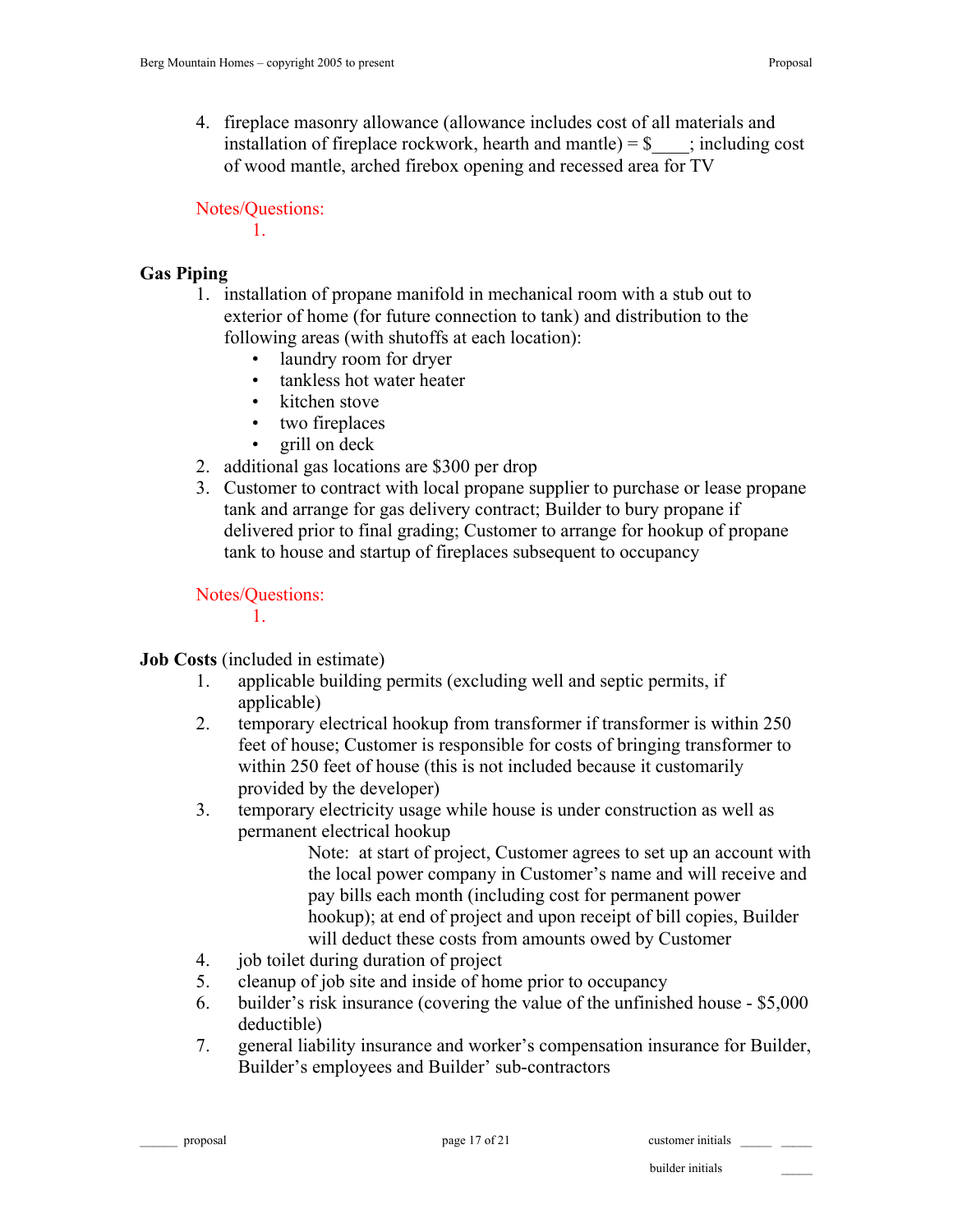4. fireplace masonry allowance (allowance includes cost of all materials and installation of fireplace rockwork, hearth and mantle) = $____; including cost of wood mantle, arched firebox opening and recessed area for TV

Notes/Questions:

1.

**Gas Piping**

1. installation of propane manifold in mechanical room with a stub out to exterior of home (for future connection to tank) and distribution to the following areas (with shutoffs at each location):
   - laundry room for dryer
   - tankless hot water heater
   - kitchen stove
   - two fireplaces
   - grill on deck
2. additional gas locations are $300 per drop
3. Customer to contract with local propane supplier to purchase or lease propane tank and arrange for gas delivery contract; Builder to bury propane if delivered prior to final grading; Customer to arrange for hookup of propane tank to house and startup of fireplaces subsequent to occupancy

Notes/Questions:

1.

**Job Costs** (included in estimate)

1. applicable building permits (excluding well and septic permits, if applicable)
2. temporary electrical hookup from transformer if transformer is within 250 feet of house; Customer is responsible for costs of bringing transformer to within 250 feet of house (this is not included because it customarily provided by the developer)
3. temporary electricity usage while house is under construction as well as permanent electrical hookup

   Note: at start of project, Customer agrees to set up an account with the local power company in Customer's name and will receive and pay bills each month (including cost for permanent power hookup); at end of project and upon receipt of bill copies, Builder will deduct these costs from amounts owed by Customer
4. job toilet during duration of project
5. cleanup of job site and inside of home prior to occupancy
6. builder's risk insurance (covering the value of the unfinished house - $5,000 deductible)
7. general liability insurance and worker's compensation insurance for Builder, Builder's employees and Builder' sub-contractors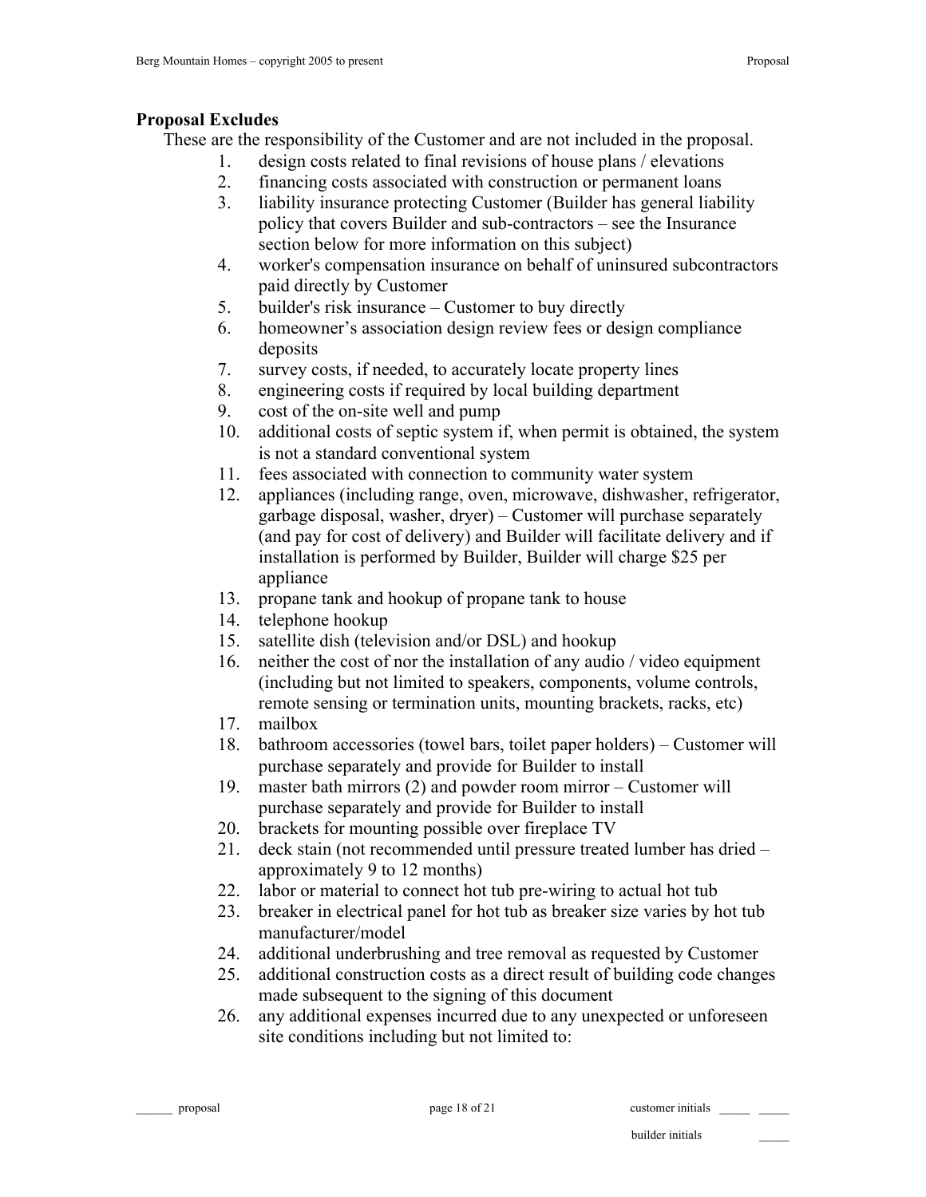**Proposal Excludes**

These are the responsibility of the Customer and are not included in the proposal.

1. design costs related to final revisions of house plans / elevations
2. financing costs associated with construction or permanent loans
3. liability insurance protecting Customer (Builder has general liability policy that covers Builder and sub-contractors – see the Insurance section below for more information on this subject)
4. worker's compensation insurance on behalf of uninsured subcontractors paid directly by Customer
5. builder's risk insurance – Customer to buy directly
6. homeowner's association design review fees or design compliance deposits
7. survey costs, if needed, to accurately locate property lines
8. engineering costs if required by local building department
9. cost of the on-site well and pump
10. additional costs of septic system if, when permit is obtained, the system is not a standard conventional system
11. fees associated with connection to community water system
12. appliances (including range, oven, microwave, dishwasher, refrigerator, garbage disposal, washer, dryer) – Customer will purchase separately (and pay for cost of delivery) and Builder will facilitate delivery and if installation is performed by Builder, Builder will charge $25 per appliance
13. propane tank and hookup of propane tank to house
14. telephone hookup
15. satellite dish (television and/or DSL) and hookup
16. neither the cost of nor the installation of any audio / video equipment (including but not limited to speakers, components, volume controls, remote sensing or termination units, mounting brackets, racks, etc)
17. mailbox
18. bathroom accessories (towel bars, toilet paper holders) – Customer will purchase separately and provide for Builder to install
19. master bath mirrors (2) and powder room mirror – Customer will purchase separately and provide for Builder to install
20. brackets for mounting possible over fireplace TV
21. deck stain (not recommended until pressure treated lumber has dried – approximately 9 to 12 months)
22. labor or material to connect hot tub pre-wiring to actual hot tub
23. breaker in electrical panel for hot tub as breaker size varies by hot tub manufacturer/model
24. additional underbrushing and tree removal as requested by Customer
25. additional construction costs as a direct result of building code changes made subsequent to the signing of this document
26. any additional expenses incurred due to any unexpected or unforeseen site conditions including but not limited to: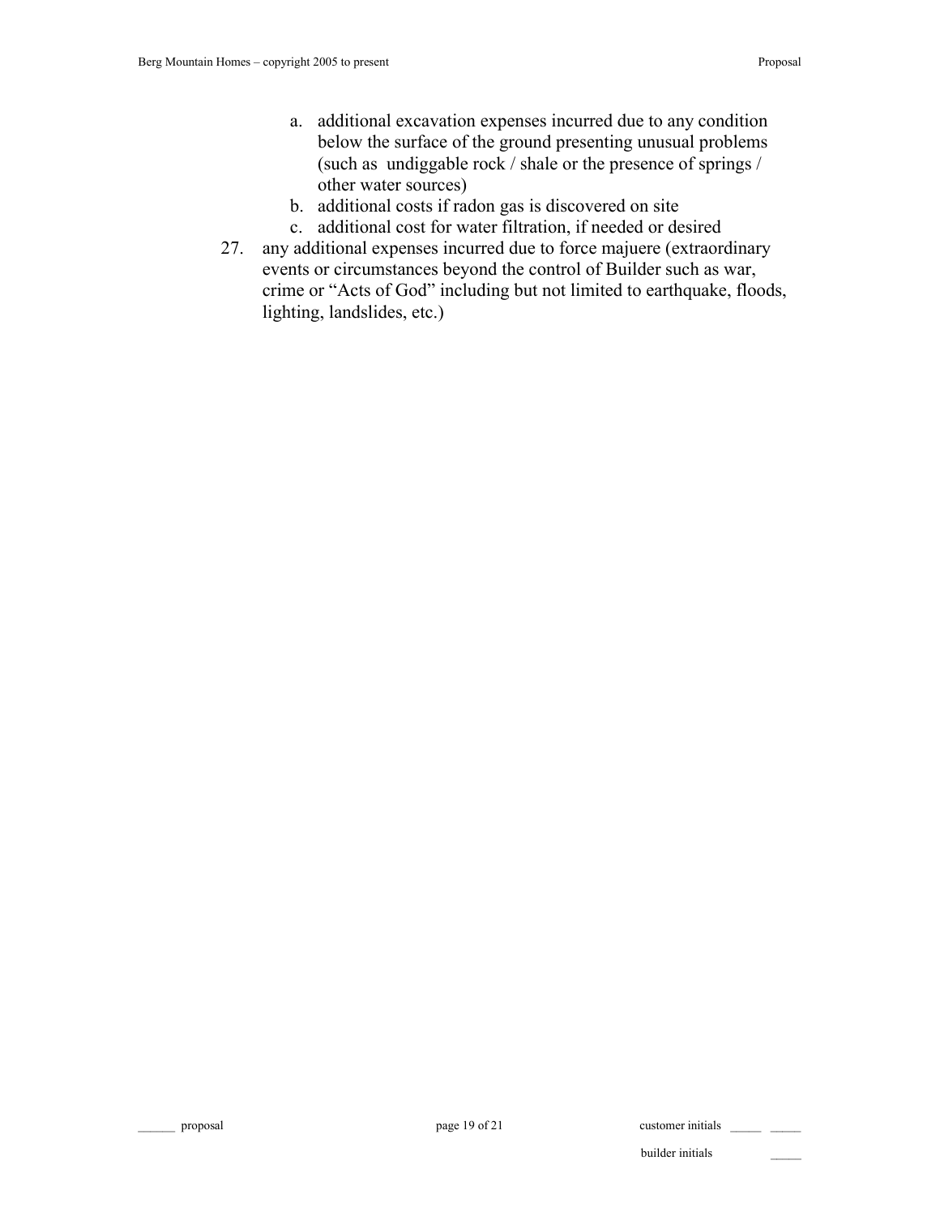a. additional excavation expenses incurred due to any condition below the surface of the ground presenting unusual problems (such as  undiggable rock / shale or the presence of springs / other water sources)
   b. additional costs if radon gas is discovered on site
   c. additional cost for water filtration, if needed or desired

27. any additional expenses incurred due to force majuere (extraordinary events or circumstances beyond the control of Builder such as war, crime or "Acts of God" including but not limited to earthquake, floods, lighting, landslides, etc.)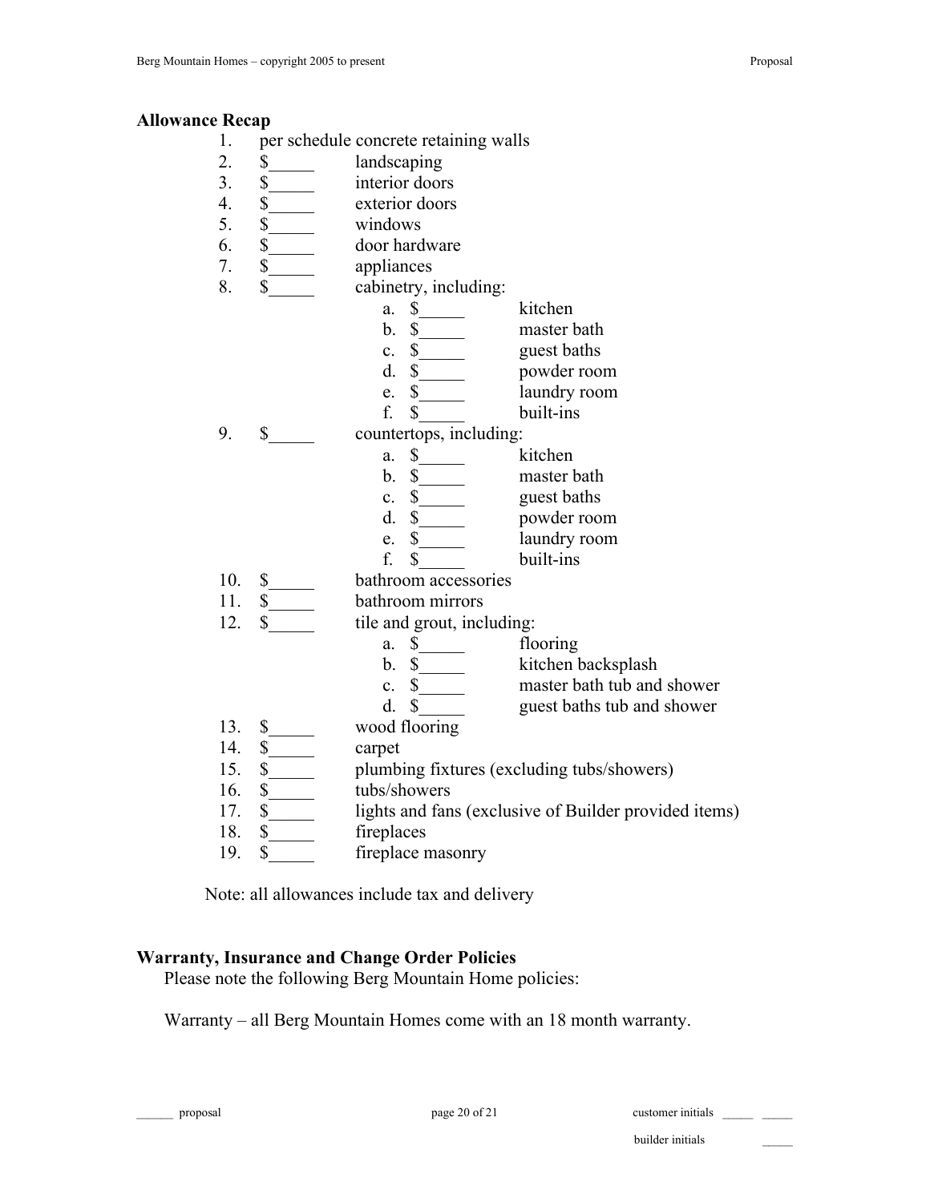**Allowance Recap**

1. per schedule concrete retaining walls
2. $_____ landscaping
3. $_____ interior doors
4. $_____ exterior doors
5. $_____ windows
6. $_____ door hardware
7. $_____ appliances
8. $_____ cabinetry, including:
   a. $_____ kitchen
   b. $_____ master bath
   c. $_____ guest baths
   d. $_____ powder room
   e. $_____ laundry room
   f. $_____ built-ins
9. $_____ countertops, including:
   a. $_____ kitchen
   b. $_____ master bath
   c. $_____ guest baths
   d. $_____ powder room
   e. $_____ laundry room
   f. $_____ built-ins
10. $_____ bathroom accessories
11. $_____ bathroom mirrors
12. $_____ tile and grout, including:
    a. $_____ flooring
    b. $_____ kitchen backsplash
    c. $_____ master bath tub and shower
    d. $_____ guest baths tub and shower
13. $_____ wood flooring
14. $_____ carpet
15. $_____ plumbing fixtures (excluding tubs/showers)
16. $_____ tubs/showers
17. $_____ lights and fans (exclusive of Builder provided items)
18. $_____ fireplaces
19. $_____ fireplace masonry

Note: all allowances include tax and delivery

**Warranty, Insurance and Change Order Policies**

Please note the following Berg Mountain Home policies:

Warranty – all Berg Mountain Homes come with an 18 month warranty.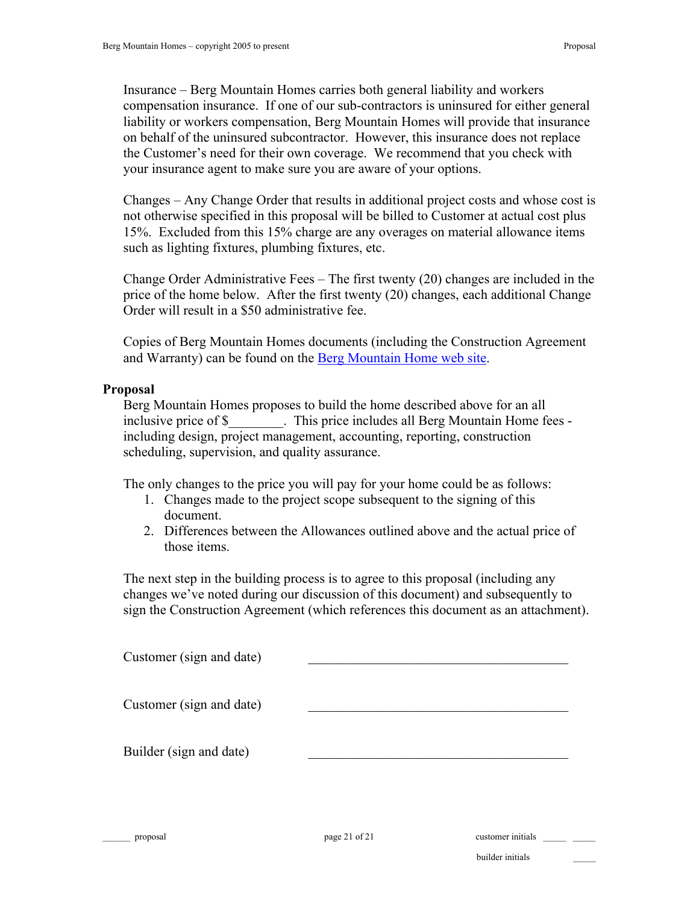Insurance – Berg Mountain Homes carries both general liability and workers compensation insurance. If one of our sub-contractors is uninsured for either general liability or workers compensation, Berg Mountain Homes will provide that insurance on behalf of the uninsured subcontractor. However, this insurance does not replace the Customer's need for their own coverage. We recommend that you check with your insurance agent to make sure you are aware of your options.

Changes – Any Change Order that results in additional project costs and whose cost is not otherwise specified in this proposal will be billed to Customer at actual cost plus 15%. Excluded from this 15% charge are any overages on material allowance items such as lighting fixtures, plumbing fixtures, etc.

Change Order Administrative Fees – The first twenty (20) changes are included in the price of the home below. After the first twenty (20) changes, each additional Change Order will result in a $50 administrative fee.

Copies of Berg Mountain Homes documents (including the Construction Agreement and Warranty) can be found on the Berg Mountain Home web site.

## Proposal

Berg Mountain Homes proposes to build the home described above for an all inclusive price of $________. This price includes all Berg Mountain Home fees - including design, project management, accounting, reporting, construction scheduling, supervision, and quality assurance.

The only changes to the price you will pay for your home could be as follows:

1. Changes made to the project scope subsequent to the signing of this document.
2. Differences between the Allowances outlined above and the actual price of those items.

The next step in the building process is to agree to this proposal (including any changes we've noted during our discussion of this document) and subsequently to sign the Construction Agreement (which references this document as an attachment).

Customer (sign and date) ________________________________________

Customer (sign and date) ________________________________________

Builder (sign and date) ________________________________________

______ proposal

customer initials _____ _____

builder initials _____